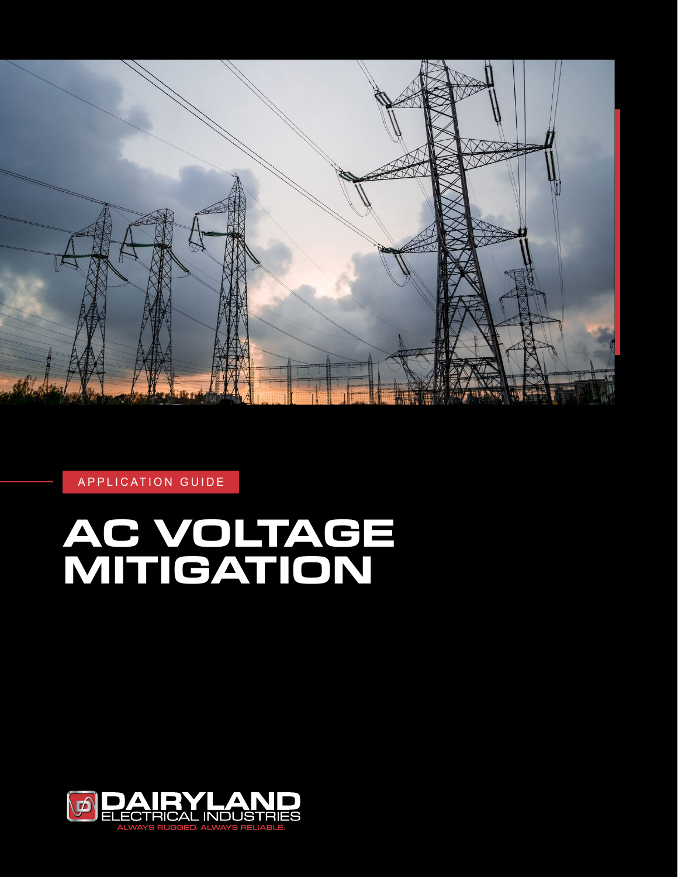APPLICATION GUIDE

# AC VOLTAGE MITIGATION

DAIRYLAND ELECTRICAL INDUSTRIES

ALWAYS RUGGED. ALWAYS RELIABLE.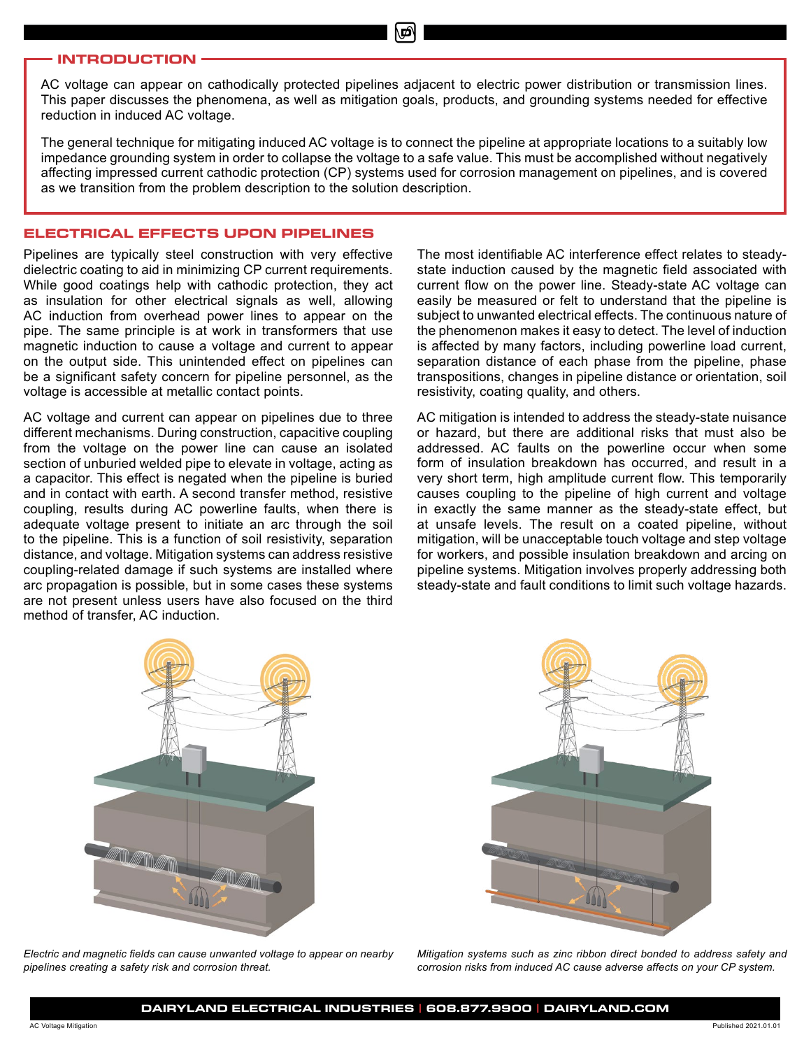## INTRODUCTION

AC voltage can appear on cathodically protected pipelines adjacent to electric power distribution or transmission lines. This paper discusses the phenomena, as well as mitigation goals, products, and grounding systems needed for effective reduction in induced AC voltage.

The general technique for mitigating induced AC voltage is to connect the pipeline at appropriate locations to a suitably low impedance grounding system in order to collapse the voltage to a safe value. This must be accomplished without negatively affecting impressed current cathodic protection (CP) systems used for corrosion management on pipelines, and is covered as we transition from the problem description to the solution description.

## ELECTRICAL EFFECTS UPON PIPELINES

Pipelines are typically steel construction with very effective dielectric coating to aid in minimizing CP current requirements. While good coatings help with cathodic protection, they act as insulation for other electrical signals as well, allowing AC induction from overhead power lines to appear on the pipe. The same principle is at work in transformers that use magnetic induction to cause a voltage and current to appear on the output side. This unintended effect on pipelines can be a significant safety concern for pipeline personnel, as the voltage is accessible at metallic contact points.

AC voltage and current can appear on pipelines due to three different mechanisms. During construction, capacitive coupling from the voltage on the power line can cause an isolated section of unburied welded pipe to elevate in voltage, acting as a capacitor. This effect is negated when the pipeline is buried and in contact with earth. A second transfer method, resistive coupling, results during AC powerline faults, when there is adequate voltage present to initiate an arc through the soil to the pipeline. This is a function of soil resistivity, separation distance, and voltage. Mitigation systems can address resistive coupling-related damage if such systems are installed where arc propagation is possible, but in some cases these systems are not present unless users have also focused on the third method of transfer, AC induction.

The most identifiable AC interference effect relates to steady-state induction caused by the magnetic field associated with current flow on the power line. Steady-state AC voltage can easily be measured or felt to understand that the pipeline is subject to unwanted electrical effects. The continuous nature of the phenomenon makes it easy to detect. The level of induction is affected by many factors, including powerline load current, separation distance of each phase from the pipeline, phase transpositions, changes in pipeline distance or orientation, soil resistivity, coating quality, and others.

AC mitigation is intended to address the steady-state nuisance or hazard, but there are additional risks that must also be addressed. AC faults on the powerline occur when some form of insulation breakdown has occurred, and result in a very short term, high amplitude current flow. This temporarily causes coupling to the pipeline of high current and voltage in exactly the same manner as the steady-state effect, but at unsafe levels. The result on a coated pipeline, without mitigation, will be unacceptable touch voltage and step voltage for workers, and possible insulation breakdown and arcing on pipeline systems. Mitigation involves properly addressing both steady-state and fault conditions to limit such voltage hazards.

*Electric and magnetic fields can cause unwanted voltage to appear on nearby pipelines creating a safety risk and corrosion threat.*

*Mitigation systems such as zinc ribbon direct bonded to address safety and corrosion risks from induced AC cause adverse affects on your CP system.*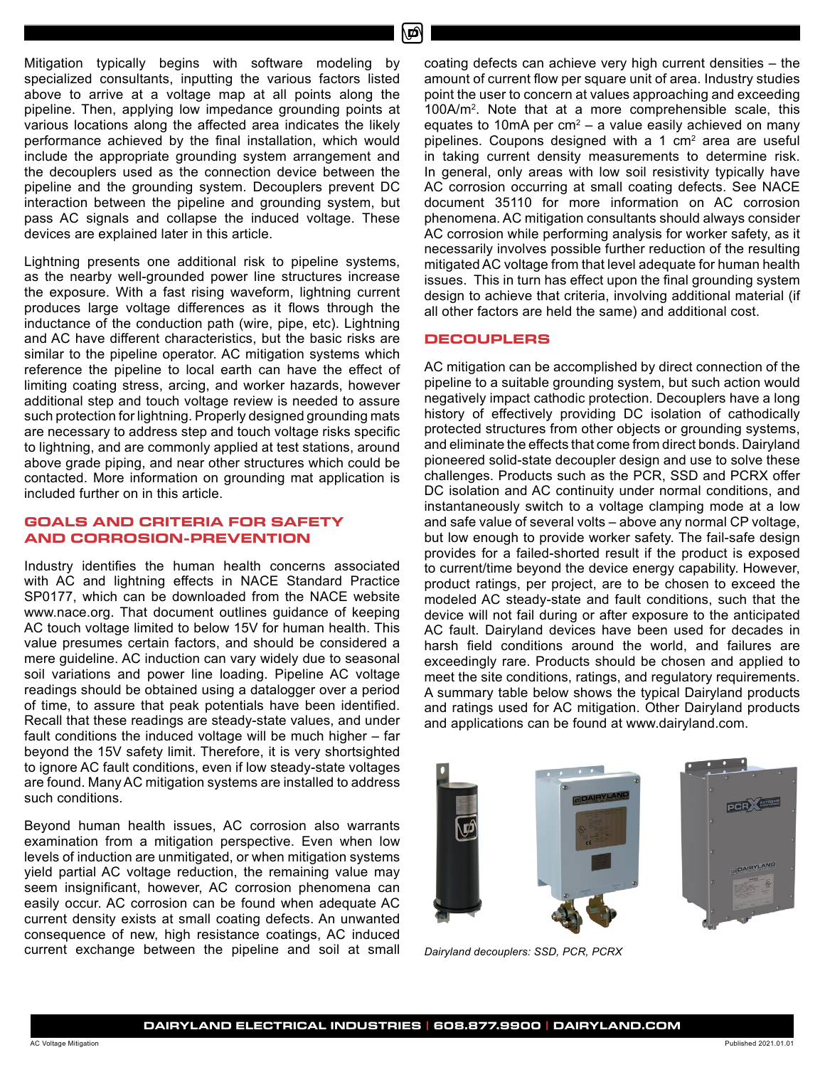Mitigation typically begins with software modeling by specialized consultants, inputting the various factors listed above to arrive at a voltage map at all points along the pipeline. Then, applying low impedance grounding points at various locations along the affected area indicates the likely performance achieved by the final installation, which would include the appropriate grounding system arrangement and the decouplers used as the connection device between the pipeline and the grounding system. Decouplers prevent DC interaction between the pipeline and grounding system, but pass AC signals and collapse the induced voltage. These devices are explained later in this article.

Lightning presents one additional risk to pipeline systems, as the nearby well-grounded power line structures increase the exposure. With a fast rising waveform, lightning current produces large voltage differences as it flows through the inductance of the conduction path (wire, pipe, etc). Lightning and AC have different characteristics, but the basic risks are similar to the pipeline operator. AC mitigation systems which reference the pipeline to local earth can have the effect of limiting coating stress, arcing, and worker hazards, however additional step and touch voltage review is needed to assure such protection for lightning. Properly designed grounding mats are necessary to address step and touch voltage risks specific to lightning, and are commonly applied at test stations, around above grade piping, and near other structures which could be contacted. More information on grounding mat application is included further on in this article.

## GOALS AND CRITERIA FOR SAFETY AND CORROSION-PREVENTION

Industry identifies the human health concerns associated with AC and lightning effects in NACE Standard Practice SP0177, which can be downloaded from the NACE website www.nace.org. That document outlines guidance of keeping AC touch voltage limited to below 15V for human health. This value presumes certain factors, and should be considered a mere guideline. AC induction can vary widely due to seasonal soil variations and power line loading. Pipeline AC voltage readings should be obtained using a datalogger over a period of time, to assure that peak potentials have been identified. Recall that these readings are steady-state values, and under fault conditions the induced voltage will be much higher – far beyond the 15V safety limit. Therefore, it is very shortsighted to ignore AC fault conditions, even if low steady-state voltages are found. Many AC mitigation systems are installed to address such conditions.

Beyond human health issues, AC corrosion also warrants examination from a mitigation perspective. Even when low levels of induction are unmitigated, or when mitigation systems yield partial AC voltage reduction, the remaining value may seem insignificant, however, AC corrosion phenomena can easily occur. AC corrosion can be found when adequate AC current density exists at small coating defects. An unwanted consequence of new, high resistance coatings, AC induced current exchange between the pipeline and soil at small coating defects can achieve very high current densities – the amount of current flow per square unit of area. Industry studies point the user to concern at values approaching and exceeding $100A/m^2$. Note that at a more comprehensible scale, this equates to $10mA$ per $cm^2$ – a value easily achieved on many pipelines. Coupons designed with a 1 $cm^2$ area are useful in taking current density measurements to determine risk. In general, only areas with low soil resistivity typically have AC corrosion occurring at small coating defects. See NACE document 35110 for more information on AC corrosion phenomena. AC mitigation consultants should always consider AC corrosion while performing analysis for worker safety, as it necessarily involves possible further reduction of the resulting mitigated AC voltage from that level adequate for human health issues. This in turn has effect upon the final grounding system design to achieve that criteria, involving additional material (if all other factors are held the same) and additional cost.

## DECOUPLERS

AC mitigation can be accomplished by direct connection of the pipeline to a suitable grounding system, but such action would negatively impact cathodic protection. Decouplers have a long history of effectively providing DC isolation of cathodically protected structures from other objects or grounding systems, and eliminate the effects that come from direct bonds. Dairyland pioneered solid-state decoupler design and use to solve these challenges. Products such as the PCR, SSD and PCRX offer DC isolation and AC continuity under normal conditions, and instantaneously switch to a voltage clamping mode at a low and safe value of several volts – above any normal CP voltage, but low enough to provide worker safety. The fail-safe design provides for a failed-shorted result if the product is exposed to current/time beyond the device energy capability. However, product ratings, per project, are to be chosen to exceed the modeled AC steady-state and fault conditions, such that the device will not fail during or after exposure to the anticipated AC fault. Dairyland devices have been used for decades in harsh field conditions around the world, and failures are exceedingly rare. Products should be chosen and applied to meet the site conditions, ratings, and regulatory requirements. A summary table below shows the typical Dairyland products and ratings used for AC mitigation. Other Dairyland products and applications can be found at www.dairyland.com.

*Dairyland decouplers: SSD, PCR, PCRX*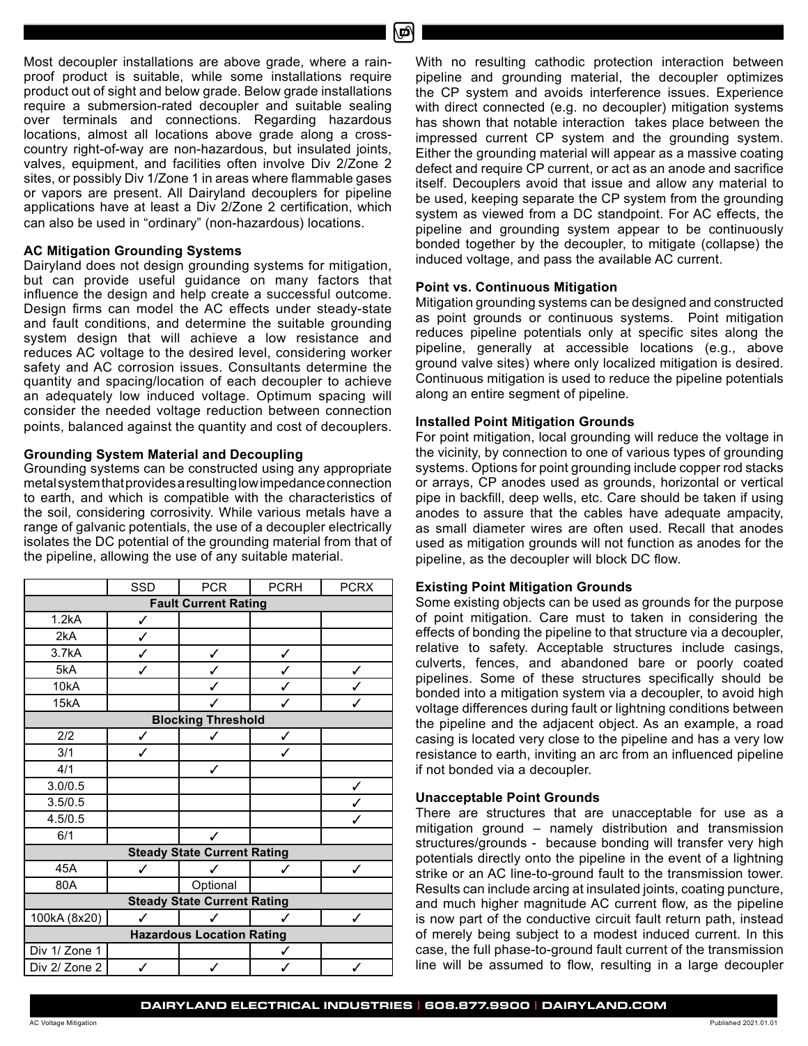Most decoupler installations are above grade, where a rain-proof product is suitable, while some installations require product out of sight and below grade. Below grade installations require a submersion-rated decoupler and suitable sealing over terminals and connections. Regarding hazardous locations, almost all locations above grade along a cross-country right-of-way are non-hazardous, but insulated joints, valves, equipment, and facilities often involve Div 2/Zone 2 sites, or possibly Div 1/Zone 1 in areas where flammable gases or vapors are present. All Dairyland decouplers for pipeline applications have at least a Div 2/Zone 2 certification, which can also be used in "ordinary" (non-hazardous) locations.

### AC Mitigation Grounding Systems

Dairyland does not design grounding systems for mitigation, but can provide useful guidance on many factors that influence the design and help create a successful outcome. Design firms can model the AC effects under steady-state and fault conditions, and determine the suitable grounding system design that will achieve a low resistance and reduces AC voltage to the desired level, considering worker safety and AC corrosion issues. Consultants determine the quantity and spacing/location of each decoupler to achieve an adequately low induced voltage. Optimum spacing will consider the needed voltage reduction between connection points, balanced against the quantity and cost of decouplers.

### Grounding System Material and Decoupling

Grounding systems can be constructed using any appropriate metal system that provides a resulting low impedance connection to earth, and which is compatible with the characteristics of the soil, considering corrosivity. While various metals have a range of galvanic potentials, the use of a decoupler electrically isolates the DC potential of the grounding material from that of the pipeline, allowing the use of any suitable material.

| | SSD | PCR | PCRH | PCRX |
|---|---|---|---|---|
| **Fault Current Rating** | | | | |
| 1.2kA | ✓ | | | |
| 2kA | ✓ | | | |
| 3.7kA | ✓ | ✓ | ✓ | |
| 5kA | ✓ | ✓ | ✓ | ✓ |
| 10kA | | ✓ | ✓ | ✓ |
| 15kA | | ✓ | ✓ | ✓ |
| **Blocking Threshold** | | | | |
| 2/2 | ✓ | ✓ | ✓ | |
| 3/1 | ✓ | | ✓ | |
| 4/1 | | ✓ | | |
| 3.0/0.5 | | | | ✓ |
| 3.5/0.5 | | | | ✓ |
| 4.5/0.5 | | | | ✓ |
| 6/1 | | ✓ | | |
| **Steady State Current Rating** | | | | |
| 45A | ✓ | ✓ | ✓ | ✓ |
| 80A | | Optional | | |
| **Steady State Current Rating** | | | | |
| 100kA (8x20) | ✓ | ✓ | ✓ | ✓ |
| **Hazardous Location Rating** | | | | |
| Div 1/ Zone 1 | | | ✓ | |
| Div 2/ Zone 2 | ✓ | ✓ | ✓ | ✓ |

With no resulting cathodic protection interaction between pipeline and grounding material, the decoupler optimizes the CP system and avoids interference issues. Experience with direct connected (e.g. no decoupler) mitigation systems has shown that notable interaction takes place between the impressed current CP system and the grounding system. Either the grounding material will appear as a massive coating defect and require CP current, or act as an anode and sacrifice itself. Decouplers avoid that issue and allow any material to be used, keeping separate the CP system from the grounding system as viewed from a DC standpoint. For AC effects, the pipeline and grounding system appear to be continuously bonded together by the decoupler, to mitigate (collapse) the induced voltage, and pass the available AC current.

### Point vs. Continuous Mitigation

Mitigation grounding systems can be designed and constructed as point grounds or continuous systems. Point mitigation reduces pipeline potentials only at specific sites along the pipeline, generally at accessible locations (e.g., above ground valve sites) where only localized mitigation is desired. Continuous mitigation is used to reduce the pipeline potentials along an entire segment of pipeline.

### Installed Point Mitigation Grounds

For point mitigation, local grounding will reduce the voltage in the vicinity, by connection to one of various types of grounding systems. Options for point grounding include copper rod stacks or arrays, CP anodes used as grounds, horizontal or vertical pipe in backfill, deep wells, etc. Care should be taken if using anodes to assure that the cables have adequate ampacity, as small diameter wires are often used. Recall that anodes used as mitigation grounds will not function as anodes for the pipeline, as the decoupler will block DC flow.

### Existing Point Mitigation Grounds

Some existing objects can be used as grounds for the purpose of point mitigation. Care must to taken in considering the effects of bonding the pipeline to that structure via a decoupler, relative to safety. Acceptable structures include casings, culverts, fences, and abandoned bare or poorly coated pipelines. Some of these structures specifically should be bonded into a mitigation system via a decoupler, to avoid high voltage differences during fault or lightning conditions between the pipeline and the adjacent object. As an example, a road casing is located very close to the pipeline and has a very low resistance to earth, inviting an arc from an influenced pipeline if not bonded via a decoupler.

### Unacceptable Point Grounds

There are structures that are unacceptable for use as a mitigation ground – namely distribution and transmission structures/grounds - because bonding will transfer very high potentials directly onto the pipeline in the event of a lightning strike or an AC line-to-ground fault to the transmission tower. Results can include arcing at insulated joints, coating puncture, and much higher magnitude AC current flow, as the pipeline is now part of the conductive circuit fault return path, instead of merely being subject to a modest induced current. In this case, the full phase-to-ground fault current of the transmission line will be assumed to flow, resulting in a large decoupler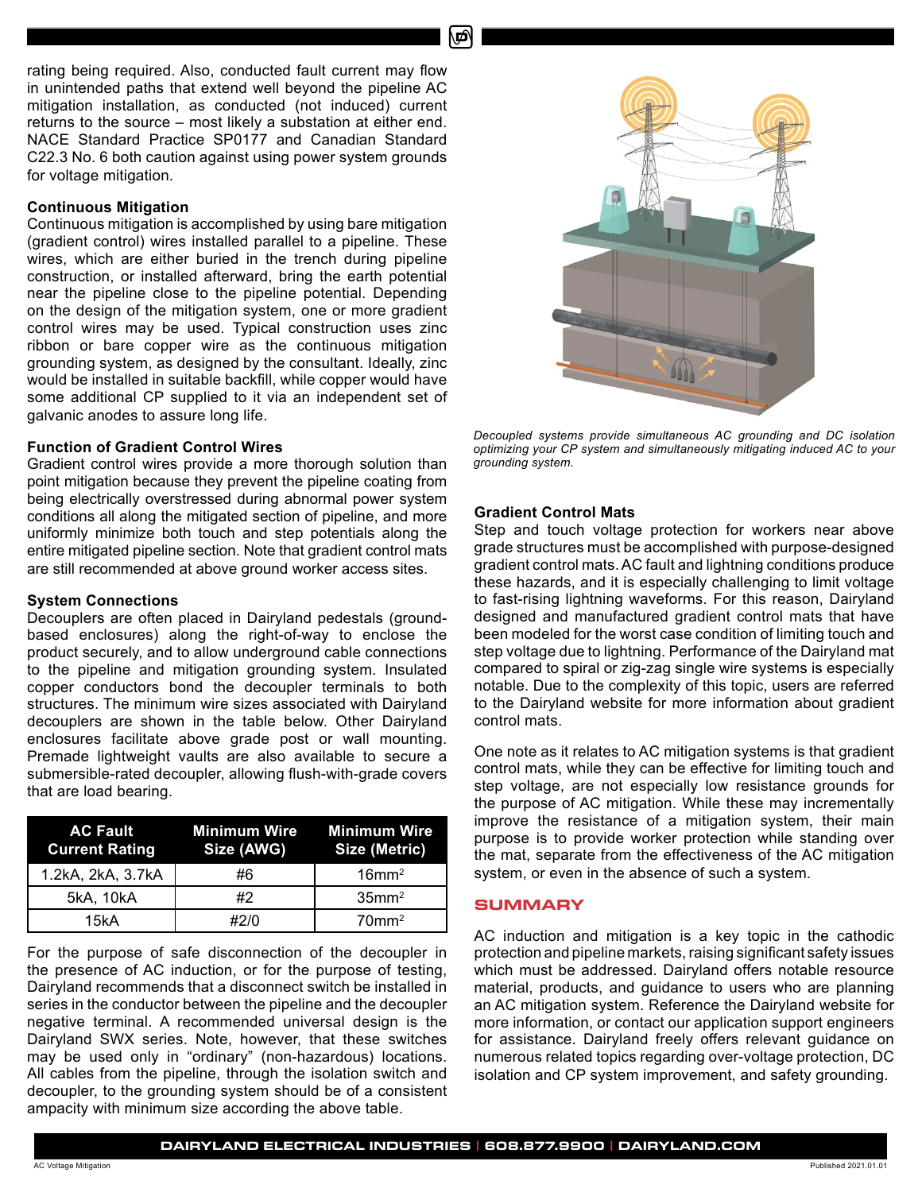rating being required. Also, conducted fault current may flow in unintended paths that extend well beyond the pipeline AC mitigation installation, as conducted (not induced) current returns to the source – most likely a substation at either end. NACE Standard Practice SP0177 and Canadian Standard C22.3 No. 6 both caution against using power system grounds for voltage mitigation.

### Continuous Mitigation

Continuous mitigation is accomplished by using bare mitigation (gradient control) wires installed parallel to a pipeline. These wires, which are either buried in the trench during pipeline construction, or installed afterward, bring the earth potential near the pipeline close to the pipeline potential. Depending on the design of the mitigation system, one or more gradient control wires may be used. Typical construction uses zinc ribbon or bare copper wire as the continuous mitigation grounding system, as designed by the consultant. Ideally, zinc would be installed in suitable backfill, while copper would have some additional CP supplied to it via an independent set of galvanic anodes to assure long life.

### Function of Gradient Control Wires

Gradient control wires provide a more thorough solution than point mitigation because they prevent the pipeline coating from being electrically overstressed during abnormal power system conditions all along the mitigated section of pipeline, and more uniformly minimize both touch and step potentials along the entire mitigated pipeline section. Note that gradient control mats are still recommended at above ground worker access sites.

### System Connections

Decouplers are often placed in Dairyland pedestals (ground-based enclosures) along the right-of-way to enclose the product securely, and to allow underground cable connections to the pipeline and mitigation grounding system. Insulated copper conductors bond the decoupler terminals to both structures. The minimum wire sizes associated with Dairyland decouplers are shown in the table below. Other Dairyland enclosures facilitate above grade post or wall mounting. Premade lightweight vaults are also available to secure a submersible-rated decoupler, allowing flush-with-grade covers that are load bearing.

| AC Fault Current Rating | Minimum Wire Size (AWG) | Minimum Wire Size (Metric) |
|---|---|---|
| 1.2kA, 2kA, 3.7kA | #6 | 16mm² |
| 5kA, 10kA | #2 | 35mm² |
| 15kA | #2/0 | 70mm² |

For the purpose of safe disconnection of the decoupler in the presence of AC induction, or for the purpose of testing, Dairyland recommends that a disconnect switch be installed in series in the conductor between the pipeline and the decoupler negative terminal. A recommended universal design is the Dairyland SWX series. Note, however, that these switches may be used only in "ordinary" (non-hazardous) locations. All cables from the pipeline, through the isolation switch and decoupler, to the grounding system should be of a consistent ampacity with minimum size according the above table.

*Decoupled systems provide simultaneous AC grounding and DC isolation optimizing your CP system and simultaneously mitigating induced AC to your grounding system.*

### Gradient Control Mats

Step and touch voltage protection for workers near above grade structures must be accomplished with purpose-designed gradient control mats. AC fault and lightning conditions produce these hazards, and it is especially challenging to limit voltage to fast-rising lightning waveforms. For this reason, Dairyland designed and manufactured gradient control mats that have been modeled for the worst case condition of limiting touch and step voltage due to lightning. Performance of the Dairyland mat compared to spiral or zig-zag single wire systems is especially notable. Due to the complexity of this topic, users are referred to the Dairyland website for more information about gradient control mats.

One note as it relates to AC mitigation systems is that gradient control mats, while they can be effective for limiting touch and step voltage, are not especially low resistance grounds for the purpose of AC mitigation. While these may incrementally improve the resistance of a mitigation system, their main purpose is to provide worker protection while standing over the mat, separate from the effectiveness of the AC mitigation system, or even in the absence of such a system.

## SUMMARY

AC induction and mitigation is a key topic in the cathodic protection and pipeline markets, raising significant safety issues which must be addressed. Dairyland offers notable resource material, products, and guidance to users who are planning an AC mitigation system. Reference the Dairyland website for more information, or contact our application support engineers for assistance. Dairyland freely offers relevant guidance on numerous related topics regarding over-voltage protection, DC isolation and CP system improvement, and safety grounding.